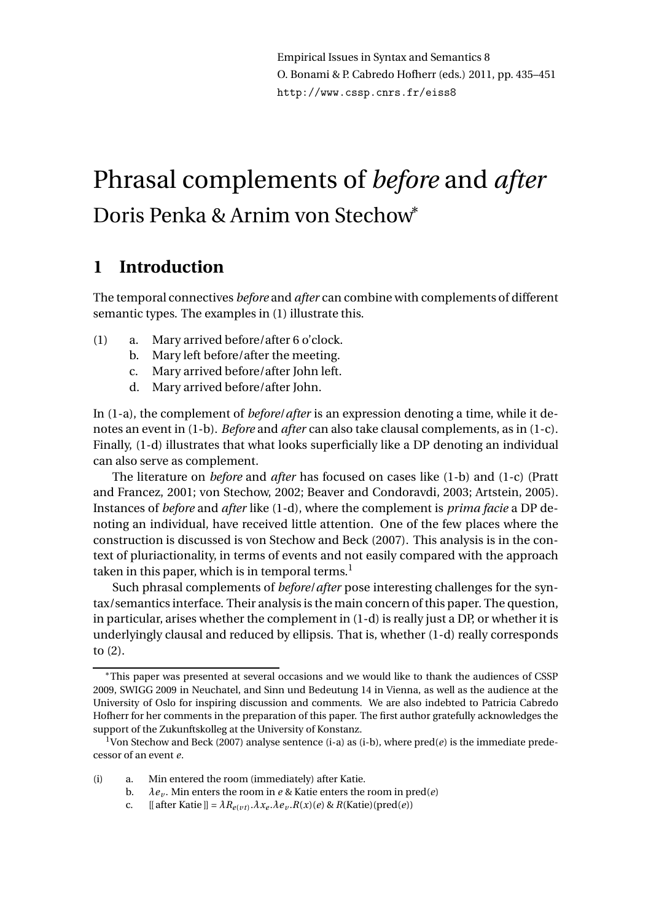# Phrasal complements of *before* and *after*

Doris Penka & Arnim von Stechow*

## 1 Introduction

The temporal connectives *before* and *after* can combine with complements of different semantic types. The examples in (1) illustrate this.

(1) a. Mary arrived before/after 6 o'clock.
  b. Mary left before/after the meeting.
  c. Mary arrived before/after John left.
  d. Mary arrived before/after John.

In (1-a), the complement of *before*/*after* is an expression denoting a time, while it denotes an event in (1-b). *Before* and *after* can also take clausal complements, as in (1-c). Finally, (1-d) illustrates that what looks superficially like a DP denoting an individual can also serve as complement.

The literature on *before* and *after* has focused on cases like (1-b) and (1-c) (Pratt and Francez, 2001; von Stechow, 2002; Beaver and Condoravdi, 2003; Artstein, 2005). Instances of *before* and *after* like (1-d), where the complement is *prima facie* a DP denoting an individual, have received little attention. One of the few places where the construction is discussed is von Stechow and Beck (2007). This analysis is in the context of pluriactionality, in terms of events and not easily compared with the approach taken in this paper, which is in temporal terms.[1]

Such phrasal complements of *before*/*after* pose interesting challenges for the syntax/semantics interface. Their analysis is the main concern of this paper. The question, in particular, arises whether the complement in (1-d) is really just a DP, or whether it is underlyingly clausal and reduced by ellipsis. That is, whether (1-d) really corresponds to (2).

---

*This paper was presented at several occasions and we would like to thank the audiences of CSSP 2009, SWIGG 2009 in Neuchatel, and Sinn und Bedeutung 14 in Vienna, as well as the audience at the University of Oslo for inspiring discussion and comments. We are also indebted to Patricia Cabredo Hofherr for her comments in the preparation of this paper. The first author gratefully acknowledges the support of the Zukunftskolleg at the University of Konstanz.

[1]Von Stechow and Beck (2007) analyse sentence (i-a) as (i-b), where pred($e$) is the immediate predecessor of an event $e$.

(i) a. Min entered the room (immediately) after Katie.
  b. $\lambda e_v$. Min enters the room in $e$ & Katie enters the room in pred($e$)
  c. $[\![\text{after Katie}]\!] = \lambda R_{e(vt)}.\lambda x_e.\lambda e_v.R(x)(e) \mathbin{\&} R(\text{Katie})(\text{pred}(e))$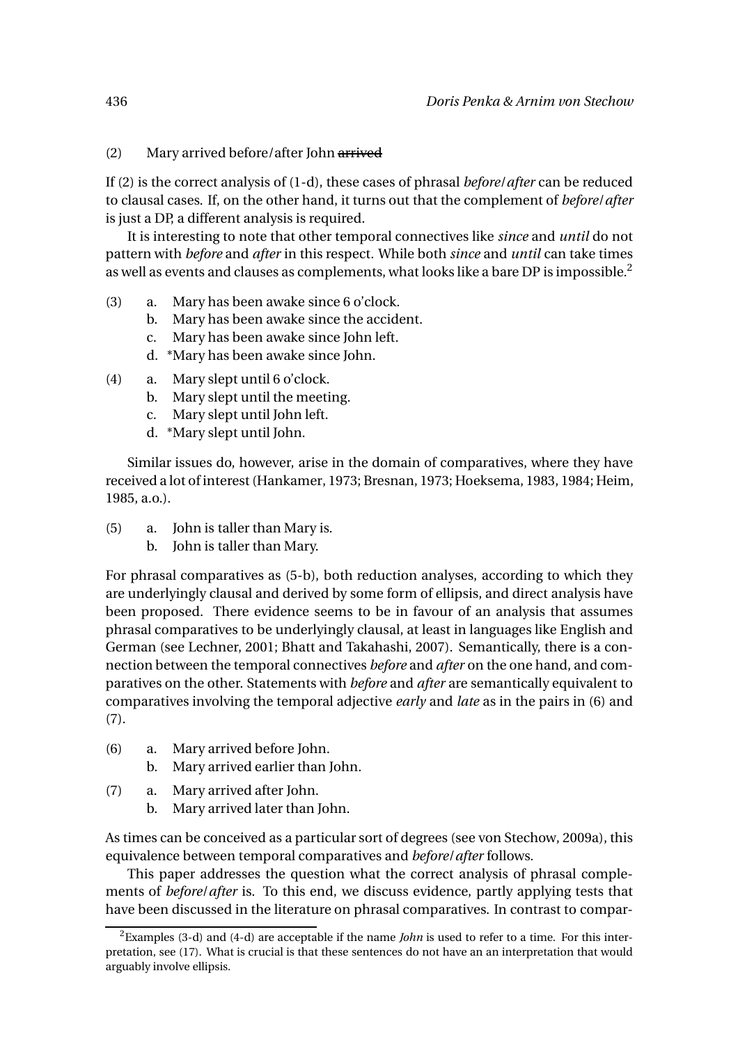(2) Mary arrived before/after John ~~arrived~~

If (2) is the correct analysis of (1-d), these cases of phrasal *before*/*after* can be reduced to clausal cases. If, on the other hand, it turns out that the complement of *before*/*after* is just a DP, a different analysis is required.

It is interesting to note that other temporal connectives like *since* and *until* do not pattern with *before* and *after* in this respect. While both *since* and *until* can take times as well as events and clauses as complements, what looks like a bare DP is impossible.[2]

(3)
  a. Mary has been awake since 6 o'clock.
  b. Mary has been awake since the accident.
  c. Mary has been awake since John left.
  d. *Mary has been awake since John.

(4)
  a. Mary slept until 6 o'clock.
  b. Mary slept until the meeting.
  c. Mary slept until John left.
  d. *Mary slept until John.

Similar issues do, however, arise in the domain of comparatives, where they have received a lot of interest (Hankamer, 1973; Bresnan, 1973; Hoeksema, 1983, 1984; Heim, 1985, a.o.).

(5)
  a. John is taller than Mary is.
  b. John is taller than Mary.

For phrasal comparatives as (5-b), both reduction analyses, according to which they are underlyingly clausal and derived by some form of ellipsis, and direct analysis have been proposed. There evidence seems to be in favour of an analysis that assumes phrasal comparatives to be underlyingly clausal, at least in languages like English and German (see Lechner, 2001; Bhatt and Takahashi, 2007). Semantically, there is a connection between the temporal connectives *before* and *after* on the one hand, and comparatives on the other. Statements with *before* and *after* are semantically equivalent to comparatives involving the temporal adjective *early* and *late* as in the pairs in (6) and (7).

(6)
  a. Mary arrived before John.
  b. Mary arrived earlier than John.

(7)
  a. Mary arrived after John.
  b. Mary arrived later than John.

As times can be conceived as a particular sort of degrees (see von Stechow, 2009a), this equivalence between temporal comparatives and *before*/*after* follows.

This paper addresses the question what the correct analysis of phrasal complements of *before*/*after* is. To this end, we discuss evidence, partly applying tests that have been discussed in the literature on phrasal comparatives. In contrast to compar-

[2] Examples (3-d) and (4-d) are acceptable if the name *John* is used to refer to a time. For this interpretation, see (17). What is crucial is that these sentences do not have an an interpretation that would arguably involve ellipsis.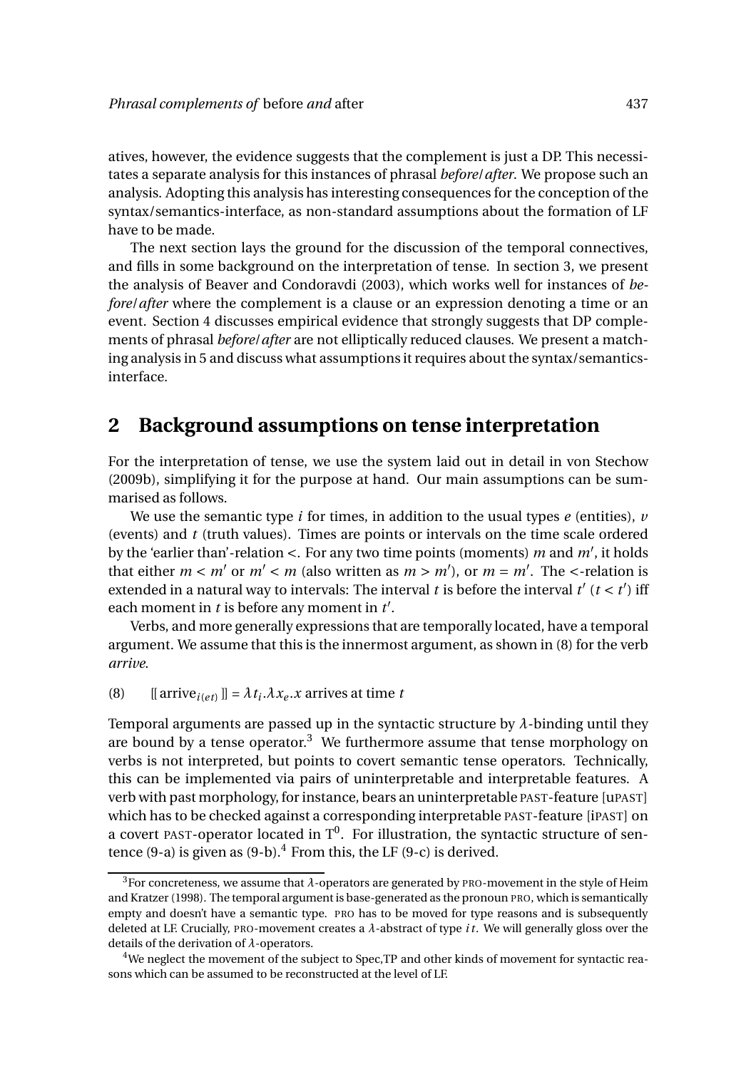atives, however, the evidence suggests that the complement is just a DP. This necessitates a separate analysis for this instances of phrasal *before*/*after*. We propose such an analysis. Adopting this analysis has interesting consequences for the conception of the syntax/semantics-interface, as non-standard assumptions about the formation of LF have to be made.

The next section lays the ground for the discussion of the temporal connectives, and fills in some background on the interpretation of tense. In section 3, we present the analysis of Beaver and Condoravdi (2003), which works well for instances of *before*/*after* where the complement is a clause or an expression denoting a time or an event. Section 4 discusses empirical evidence that strongly suggests that DP complements of phrasal *before*/*after* are not elliptically reduced clauses. We present a matching analysis in 5 and discuss what assumptions it requires about the syntax/semantics-interface.

## 2 Background assumptions on tense interpretation

For the interpretation of tense, we use the system laid out in detail in von Stechow (2009b), simplifying it for the purpose at hand. Our main assumptions can be summarised as follows.

We use the semantic type $i$ for times, in addition to the usual types $e$ (entities), $v$ (events) and $t$ (truth values). Times are points or intervals on the time scale ordered by the 'earlier than'-relation $<$. For any two time points (moments) $m$ and $m'$, it holds that either $m < m'$ or $m' < m$ (also written as $m > m'$), or $m = m'$. The $<$-relation is extended in a natural way to intervals: The interval $t$ is before the interval $t'$ ($t < t'$) iff each moment in $t$ is before any moment in $t'$.

Verbs, and more generally expressions that are temporally located, have a temporal argument. We assume that this is the innermost argument, as shown in (8) for the verb *arrive*.

(8) $[\![\text{arrive}_{i(et)}]\!] = \lambda t_i.\lambda x_e.x$ arrives at time $t$

Temporal arguments are passed up in the syntactic structure by $\lambda$-binding until they are bound by a tense operator.[3] We furthermore assume that tense morphology on verbs is not interpreted, but points to covert semantic tense operators. Technically, this can be implemented via pairs of uninterpretable and interpretable features. A verb with past morphology, for instance, bears an uninterpretable PAST-feature [uPAST] which has to be checked against a corresponding interpretable PAST-feature [iPAST] on a covert PAST-operator located in $T^0$. For illustration, the syntactic structure of sentence (9-a) is given as (9-b).[4] From this, the LF (9-c) is derived.

[3] For concreteness, we assume that $\lambda$-operators are generated by PRO-movement in the style of Heim and Kratzer (1998). The temporal argument is base-generated as the pronoun PRO, which is semantically empty and doesn't have a semantic type. PRO has to be moved for type reasons and is subsequently deleted at LF. Crucially, PRO-movement creates a $\lambda$-abstract of type $it$. We will generally gloss over the details of the derivation of $\lambda$-operators.

[4] We neglect the movement of the subject to Spec,TP and other kinds of movement for syntactic reasons which can be assumed to be reconstructed at the level of LF.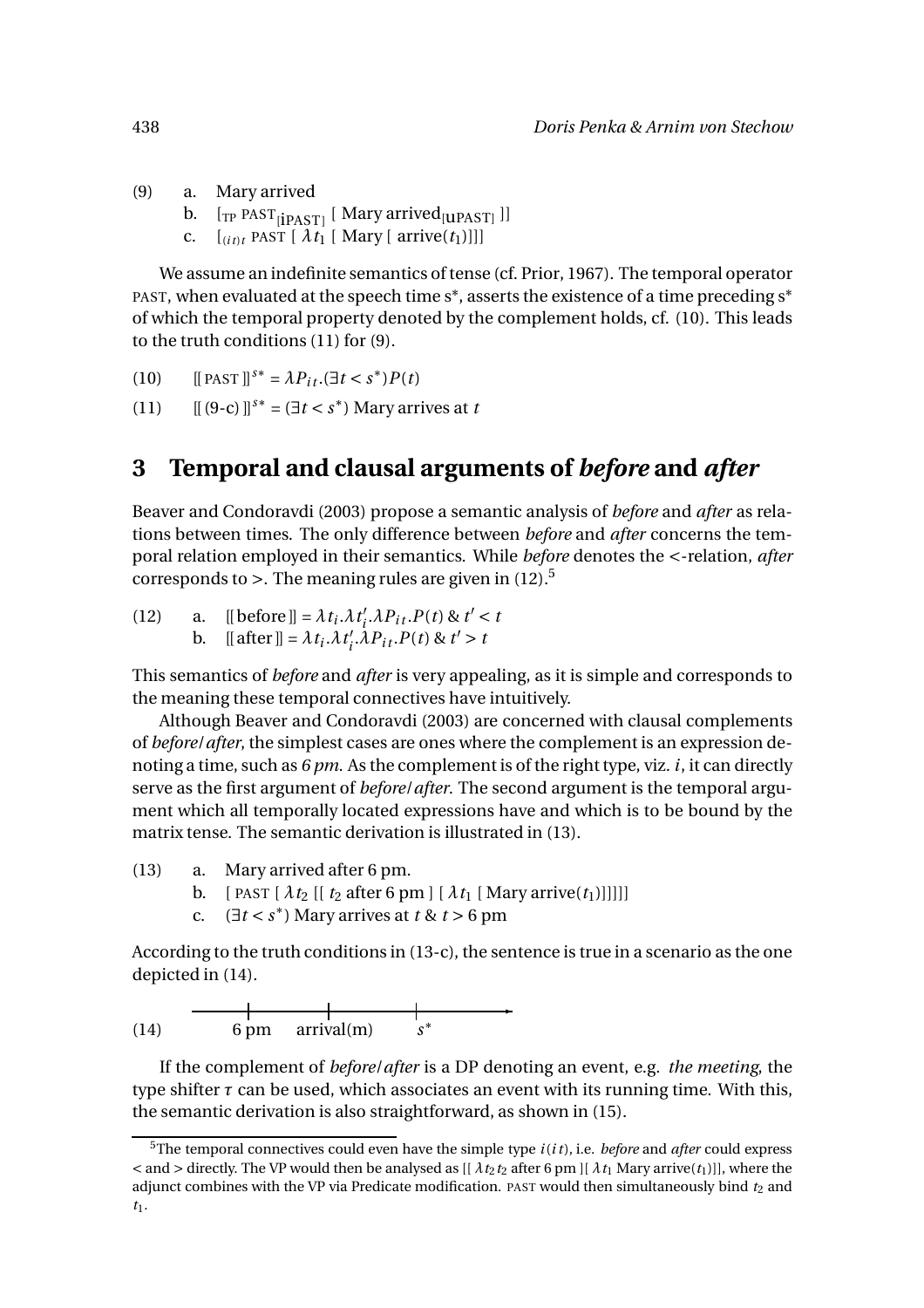(9) a. Mary arrived

b. $[_{TP}\ \text{PAST}_{[\text{iPAST}]}\ [\ \text{Mary arrived}_{[\text{uPAST}]}\ ]]$

c. $[_{(it)t}\ \text{PAST}\ [\ \lambda t_1\ [\ \text{Mary}\ [\ \text{arrive}(t_1)]]]]$

We assume an indefinite semantics of tense (cf. Prior, 1967). The temporal operator PAST, when evaluated at the speech time $s^*$, asserts the existence of a time preceding $s^*$ of which the temporal property denoted by the complement holds, cf. (10). This leads to the truth conditions (11) for (9).

(10) $[\![ \text{PAST} ]\!]^{s^*} = \lambda P_{it}.(\exists t < s^*)P(t)$

(11) $[\![ \text{(9-c)} ]\!]^{s^*} = (\exists t < s^*)$ Mary arrives at $t$

## 3 Temporal and clausal arguments of *before* and *after*

Beaver and Condoravdi (2003) propose a semantic analysis of *before* and *after* as relations between times. The only difference between *before* and *after* concerns the temporal relation employed in their semantics. While *before* denotes the <-relation, *after* corresponds to >. The meaning rules are given in (12).[5]

(12) a. $[\![ \text{before} ]\!] = \lambda t_i.\lambda t'_i.\lambda P_{it}.P(t)\ \&\ t' < t$

b. $[\![ \text{after} ]\!] = \lambda t_i.\lambda t'_i.\lambda P_{it}.P(t)\ \&\ t' > t$

This semantics of *before* and *after* is very appealing, as it is simple and corresponds to the meaning these temporal connectives have intuitively.

Although Beaver and Condoravdi (2003) are concerned with clausal complements of *before*/*after*, the simplest cases are ones where the complement is an expression denoting a time, such as *6 pm*. As the complement is of the right type, viz. $i$, it can directly serve as the first argument of *before*/*after*. The second argument is the temporal argument which all temporally located expressions have and which is to be bound by the matrix tense. The semantic derivation is illustrated in (13).

(13) a. Mary arrived after 6 pm.

b. $[\ \text{PAST}\ [\ \lambda t_2\ [[\ t_2\ \text{after 6 pm}\ ]\ [\ \lambda t_1\ [\ \text{Mary arrive}(t_1)]]]]]$

c. $(\exists t < s^*)$ Mary arrives at $t$ & $t >$ 6 pm

According to the truth conditions in (13-c), the sentence is true in a scenario as the one depicted in (14).

(14) ——|——————|——————|——→
6 pm   arrival(m)   $s^*$

If the complement of *before*/*after* is a DP denoting an event, e.g. *the meeting*, the type shifter $\tau$ can be used, which associates an event with its running time. With this, the semantic derivation is also straightforward, as shown in (15).

[5] The temporal connectives could even have the simple type $i(it)$, i.e. *before* and *after* could express < and > directly. The VP would then be analysed as $[[\ \lambda t_2 t_2\ \text{after 6 pm}\ ][\ \lambda t_1\ \text{Mary arrive}(t_1)]]$, where the adjunct combines with the VP via Predicate modification. PAST would then simultaneously bind $t_2$ and $t_1$.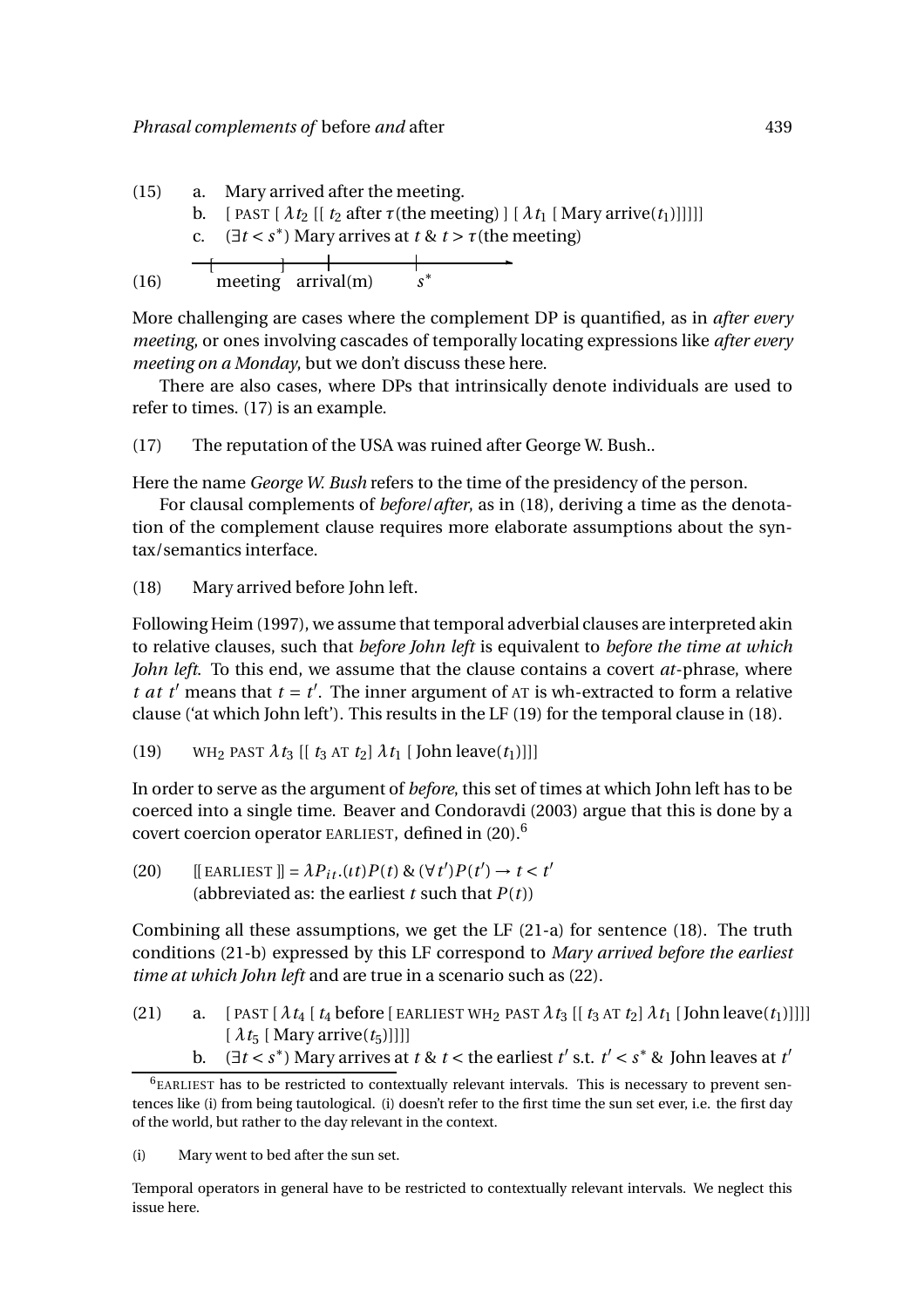(15) a. Mary arrived after the meeting.

b. [ PAST [ $\lambda t_2$ [[ $t_2$ after $\tau$(the meeting) ] [ $\lambda t_1$ [ Mary arrive($t_1$)]]]]]

c. $(\exists t < s^*)$ Mary arrives at $t$ & $t > \tau$(the meeting)

(16) [ meeting ] arrival(m) $s^*$ →

More challenging are cases where the complement DP is quantified, as in *after every meeting*, or ones involving cascades of temporally locating expressions like *after every meeting on a Monday*, but we don't discuss these here.

There are also cases, where DPs that intrinsically denote individuals are used to refer to times. (17) is an example.

(17) The reputation of the USA was ruined after George W. Bush..

Here the name *George W. Bush* refers to the time of the presidency of the person.

For clausal complements of *before*/*after*, as in (18), deriving a time as the denotation of the complement clause requires more elaborate assumptions about the syntax/semantics interface.

(18) Mary arrived before John left.

Following Heim (1997), we assume that temporal adverbial clauses are interpreted akin to relative clauses, such that *before John left* is equivalent to *before the time at which John left*. To this end, we assume that the clause contains a covert *at*-phrase, where $t\ at\ t'$ means that $t = t'$. The inner argument of AT is wh-extracted to form a relative clause ('at which John left'). This results in the LF (19) for the temporal clause in (18).

(19) WH$_2$ PAST $\lambda t_3$ [[ $t_3$ AT $t_2$] $\lambda t_1$ [ John leave($t_1$)]]]

In order to serve as the argument of *before*, this set of times at which John left has to be coerced into a single time. Beaver and Condoravdi (2003) argue that this is done by a covert coercion operator EARLIEST, defined in (20).[6]

(20) $[\![\text{EARLIEST}]\!] = \lambda P_{it}.(\iota t)P(t)\ \&\ (\forall t')P(t') \rightarrow t < t'$
(abbreviated as: the earliest $t$ such that $P(t)$)

Combining all these assumptions, we get the LF (21-a) for sentence (18). The truth conditions (21-b) expressed by this LF correspond to *Mary arrived before the earliest time at which John left* and are true in a scenario such as (22).

(21) a. [ PAST [ $\lambda t_4$ [ $t_4$ before [ EARLIEST WH$_2$ PAST $\lambda t_3$ [[ $t_3$ AT $t_2$] $\lambda t_1$ [ John leave($t_1$)]]]] [ $\lambda t_5$ [ Mary arrive($t_5$)]]]]

b. $(\exists t < s^*)$ Mary arrives at $t$ & $t <$ the earliest $t'$ s.t. $t' < s^*$ & John leaves at $t'$

---

[6] EARLIEST has to be restricted to contextually relevant intervals. This is necessary to prevent sentences like (i) from being tautological. (i) doesn't refer to the first time the sun set ever, i.e. the first day of the world, but rather to the day relevant in the context.

(i) Mary went to bed after the sun set.

Temporal operators in general have to be restricted to contextually relevant intervals. We neglect this issue here.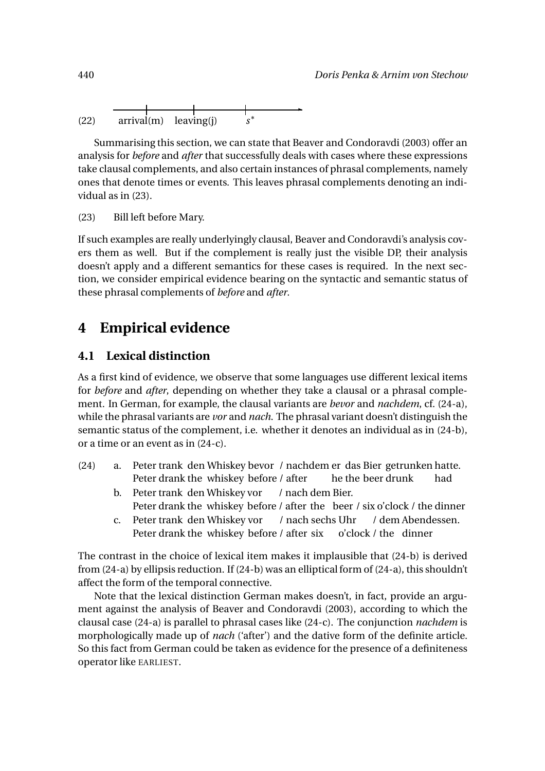(22) arrival(m) leaving(j) $s^*$

Summarising this section, we can state that Beaver and Condoravdi (2003) offer an analysis for *before* and *after* that successfully deals with cases where these expressions take clausal complements, and also certain instances of phrasal complements, namely ones that denote times or events. This leaves phrasal complements denoting an individual as in (23).

(23) Bill left before Mary.

If such examples are really underlyingly clausal, Beaver and Condoravdi's analysis covers them as well. But if the complement is really just the visible DP, their analysis doesn't apply and a different semantics for these cases is required. In the next section, we consider empirical evidence bearing on the syntactic and semantic status of these phrasal complements of *before* and *after*.

## 4 Empirical evidence

### 4.1 Lexical distinction

As a first kind of evidence, we observe that some languages use different lexical items for *before* and *after*, depending on whether they take a clausal or a phrasal complement. In German, for example, the clausal variants are *bevor* and *nachdem*, cf. (24-a), while the phrasal variants are *vor* and *nach*. The phrasal variant doesn't distinguish the semantic status of the complement, i.e. whether it denotes an individual as in (24-b), or a time or an event as in (24-c).

(24) a. Peter trank den Whiskey bevor / nachdem er das Bier getrunken hatte.
Peter drank the whiskey before / after he the beer drunk had

b. Peter trank den Whiskey vor / nach dem Bier.
Peter drank the whiskey before / after the beer / six o'clock / the dinner

c. Peter trank den Whiskey vor / nach sechs Uhr / dem Abendessen.
Peter drank the whiskey before / after six o'clock / the dinner

The contrast in the choice of lexical item makes it implausible that (24-b) is derived from (24-a) by ellipsis reduction. If (24-b) was an elliptical form of (24-a), this shouldn't affect the form of the temporal connective.

Note that the lexical distinction German makes doesn't, in fact, provide an argument against the analysis of Beaver and Condoravdi (2003), according to which the clausal case (24-a) is parallel to phrasal cases like (24-c). The conjunction *nachdem* is morphologically made up of *nach* ('after') and the dative form of the definite article. So this fact from German could be taken as evidence for the presence of a definiteness operator like EARLIEST.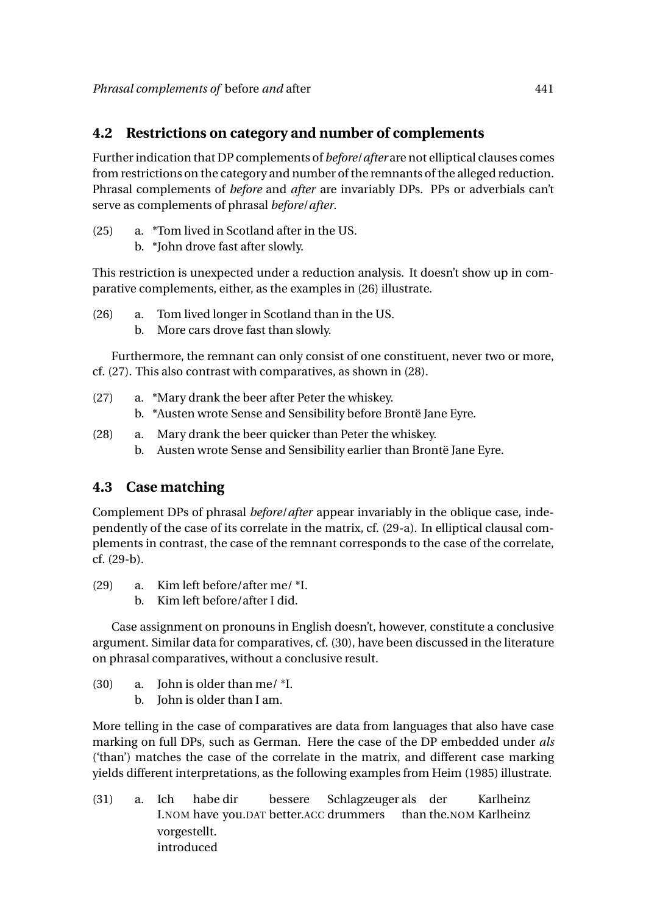## 4.2 Restrictions on category and number of complements

Further indication that DP complements of *before*/*after* are not elliptical clauses comes from restrictions on the category and number of the remnants of the alleged reduction. Phrasal complements of *before* and *after* are invariably DPs. PPs or adverbials can't serve as complements of phrasal *before*/*after*.

(25) a. *Tom lived in Scotland after in the US.
     b. *John drove fast after slowly.

This restriction is unexpected under a reduction analysis. It doesn't show up in comparative complements, either, as the examples in (26) illustrate.

(26) a. Tom lived longer in Scotland than in the US.
     b. More cars drove fast than slowly.

Furthermore, the remnant can only consist of one constituent, never two or more, cf. (27). This also contrast with comparatives, as shown in (28).

(27) a. *Mary drank the beer after Peter the whiskey.
     b. *Austen wrote Sense and Sensibility before Brontë Jane Eyre.

(28) a. Mary drank the beer quicker than Peter the whiskey.
     b. Austen wrote Sense and Sensibility earlier than Brontë Jane Eyre.

## 4.3 Case matching

Complement DPs of phrasal *before*/*after* appear invariably in the oblique case, independently of the case of its correlate in the matrix, cf. (29-a). In elliptical clausal complements in contrast, the case of the remnant corresponds to the case of the correlate, cf. (29-b).

(29) a. Kim left before/after me/ *I.
     b. Kim left before/after I did.

Case assignment on pronouns in English doesn't, however, constitute a conclusive argument. Similar data for comparatives, cf. (30), have been discussed in the literature on phrasal comparatives, without a conclusive result.

(30) a. John is older than me/ *I.
     b. John is older than I am.

More telling in the case of comparatives are data from languages that also have case marking on full DPs, such as German. Here the case of the DP embedded under *als* ('than') matches the case of the correlate in the matrix, and different case marking yields different interpretations, as the following examples from Heim (1985) illustrate.

(31) a. Ich habe dir bessere Schlagzeuger als der Karlheinz vorgestellt.
     I.NOM have you.DAT better.ACC drummers than the.NOM Karlheinz introduced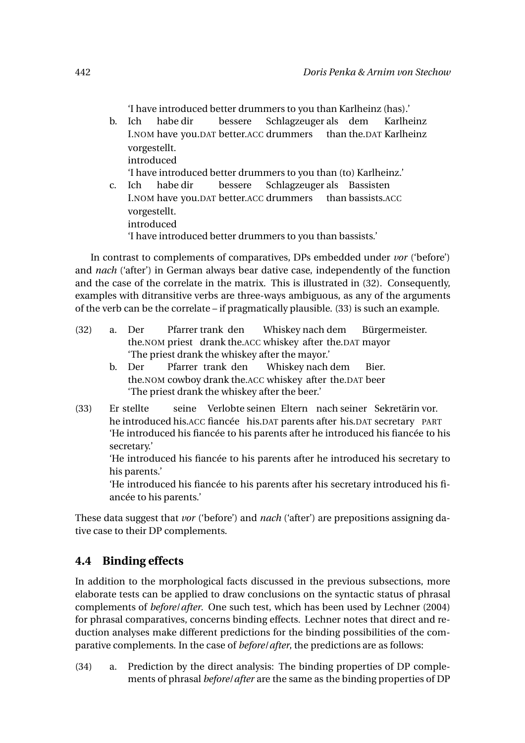'I have introduced better drummers to you than Karlheinz (has).'

b. Ich habe dir bessere Schlagzeuger als dem Karlheinz vorgestellt.
   I.NOM have you.DAT better.ACC drummers than the.DAT Karlheinz introduced
   'I have introduced better drummers to you than (to) Karlheinz.'

c. Ich habe dir bessere Schlagzeuger als Bassisten vorgestellt.
   I.NOM have you.DAT better.ACC drummers than bassists.ACC introduced
   'I have introduced better drummers to you than bassists.'

In contrast to complements of comparatives, DPs embedded under *vor* ('before') and *nach* ('after') in German always bear dative case, independently of the function and the case of the correlate in the matrix. This is illustrated in (32). Consequently, examples with ditransitive verbs are three-ways ambiguous, as any of the arguments of the verb can be the correlate – if pragmatically plausible. (33) is such an example.

(32) a. Der Pfarrer trank den Whiskey nach dem Bürgermeister.
   the.NOM priest drank the.ACC whiskey after the.DAT mayor
   'The priest drank the whiskey after the mayor.'

   b. Der Pfarrer trank den Whiskey nach dem Bier.
   the.NOM cowboy drank the.ACC whiskey after the.DAT beer
   'The priest drank the whiskey after the beer.'

(33) Er stellte seine Verlobte seinen Eltern nach seiner Sekretärin vor.
   he introduced his.ACC fiancée his.DAT parents after his.DAT secretary PART
   'He introduced his fiancée to his parents after he introduced his fiancée to his secretary.'
   'He introduced his fiancée to his parents after he introduced his secretary to his parents.'
   'He introduced his fiancée to his parents after his secretary introduced his fiancée to his parents.'

These data suggest that *vor* ('before') and *nach* ('after') are prepositions assigning dative case to their DP complements.

## 4.4 Binding effects

In addition to the morphological facts discussed in the previous subsections, more elaborate tests can be applied to draw conclusions on the syntactic status of phrasal complements of *before/after*. One such test, which has been used by Lechner (2004) for phrasal comparatives, concerns binding effects. Lechner notes that direct and reduction analyses make different predictions for the binding possibilities of the comparative complements. In the case of *before/after*, the predictions are as follows:

(34) a. Prediction by the direct analysis: The binding properties of DP complements of phrasal *before/after* are the same as the binding properties of DP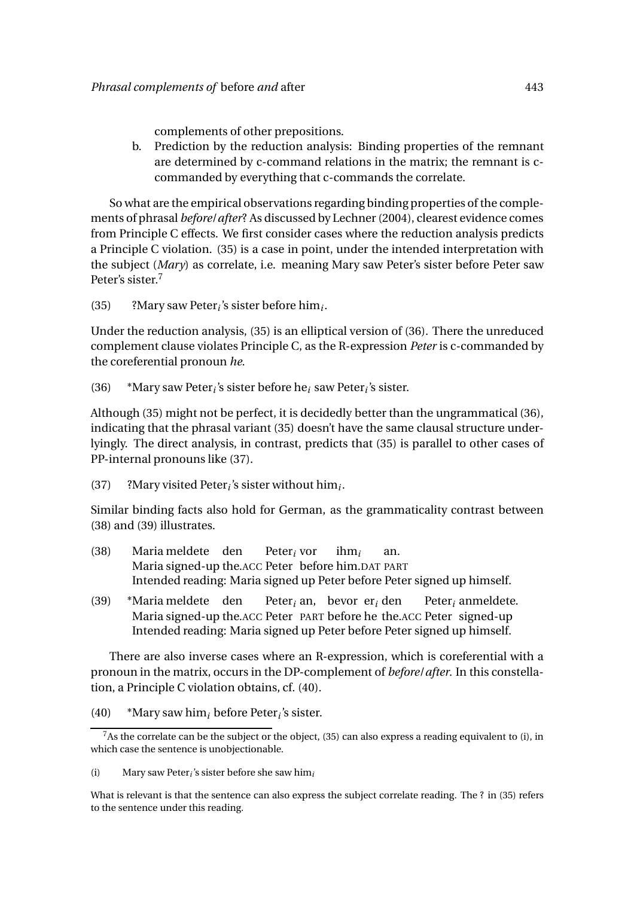complements of other prepositions.

b. Prediction by the reduction analysis: Binding properties of the remnant are determined by c-command relations in the matrix; the remnant is c-commanded by everything that c-commands the correlate.

So what are the empirical observations regarding binding properties of the complements of phrasal *before*/*after*? As discussed by Lechner (2004), clearest evidence comes from Principle C effects. We first consider cases where the reduction analysis predicts a Principle C violation. (35) is a case in point, under the intended interpretation with the subject (*Mary*) as correlate, i.e. meaning Mary saw Peter's sister before Peter saw Peter's sister.[7]

(35) ?Mary saw Peter$_i$'s sister before him$_i$.

Under the reduction analysis, (35) is an elliptical version of (36). There the unreduced complement clause violates Principle C, as the R-expression *Peter* is c-commanded by the coreferential pronoun *he*.

(36) *Mary saw Peter$_i$'s sister before he$_i$ saw Peter$_i$'s sister.

Although (35) might not be perfect, it is decidedly better than the ungrammatical (36), indicating that the phrasal variant (35) doesn't have the same clausal structure underlyingly. The direct analysis, in contrast, predicts that (35) is parallel to other cases of PP-internal pronouns like (37).

(37) ?Mary visited Peter$_i$'s sister without him$_i$.

Similar binding facts also hold for German, as the grammaticality contrast between (38) and (39) illustrates.

(38) Maria meldete den Peter$_i$ vor ihm$_i$ an.
Maria signed-up the.ACC Peter before him.DAT PART
Intended reading: Maria signed up Peter before Peter signed up himself.

(39) *Maria meldete den Peter$_i$ an, bevor er$_i$ den Peter$_i$ anmeldete.
Maria signed-up the.ACC Peter PART before he the.ACC Peter signed-up
Intended reading: Maria signed up Peter before Peter signed up himself.

There are also inverse cases where an R-expression, which is coreferential with a pronoun in the matrix, occurs in the DP-complement of *before*/*after*. In this constellation, a Principle C violation obtains, cf. (40).

(40) *Mary saw him$_i$ before Peter$_i$'s sister.

---

[7] As the correlate can be the subject or the object, (35) can also express a reading equivalent to (i), in which case the sentence is unobjectionable.

(i) Mary saw Peter$_i$'s sister before she saw him$_i$

What is relevant is that the sentence can also express the subject correlate reading. The ? in (35) refers to the sentence under this reading.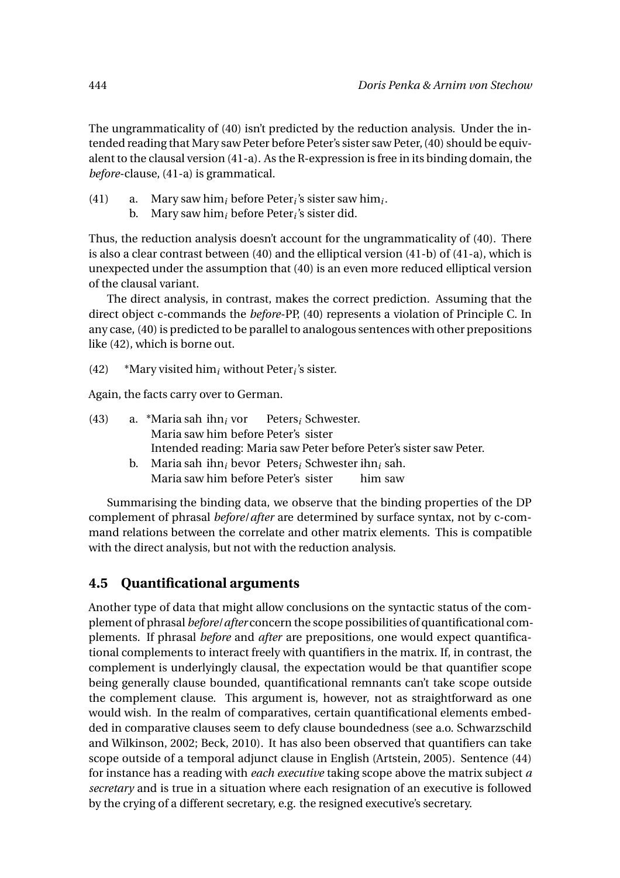The ungrammaticality of (40) isn't predicted by the reduction analysis. Under the intended reading that Mary saw Peter before Peter's sister saw Peter, (40) should be equivalent to the clausal version (41-a). As the R-expression is free in its binding domain, the *before*-clause, (41-a) is grammatical.

(41) a. Mary saw him$_i$ before Peter$_i$'s sister saw him$_i$.
     b. Mary saw him$_i$ before Peter$_i$'s sister did.

Thus, the reduction analysis doesn't account for the ungrammaticality of (40). There is also a clear contrast between (40) and the elliptical version (41-b) of (41-a), which is unexpected under the assumption that (40) is an even more reduced elliptical version of the clausal variant.

The direct analysis, in contrast, makes the correct prediction. Assuming that the direct object c-commands the *before*-PP, (40) represents a violation of Principle C. In any case, (40) is predicted to be parallel to analogous sentences with other prepositions like (42), which is borne out.

(42) *Mary visited him$_i$ without Peter$_i$'s sister.

Again, the facts carry over to German.

(43) a. *Maria sah ihn$_i$ vor Peters$_i$ Schwester.
        Maria saw him before Peter's sister
        Intended reading: Maria saw Peter before Peter's sister saw Peter.
     b. Maria sah ihn$_i$ bevor Peters$_i$ Schwester ihn$_i$ sah.
        Maria saw him before Peter's sister him saw

Summarising the binding data, we observe that the binding properties of the DP complement of phrasal *before*/*after* are determined by surface syntax, not by c-command relations between the correlate and other matrix elements. This is compatible with the direct analysis, but not with the reduction analysis.

## 4.5 Quantificational arguments

Another type of data that might allow conclusions on the syntactic status of the complement of phrasal *before*/*after* concern the scope possibilities of quantificational complements. If phrasal *before* and *after* are prepositions, one would expect quantificational complements to interact freely with quantifiers in the matrix. If, in contrast, the complement is underlyingly clausal, the expectation would be that quantifier scope being generally clause bounded, quantificational remnants can't take scope outside the complement clause. This argument is, however, not as straightforward as one would wish. In the realm of comparatives, certain quantificational elements embedded in comparative clauses seem to defy clause boundedness (see a.o. Schwarzschild and Wilkinson, 2002; Beck, 2010). It has also been observed that quantifiers can take scope outside of a temporal adjunct clause in English (Artstein, 2005). Sentence (44) for instance has a reading with *each executive* taking scope above the matrix subject *a secretary* and is true in a situation where each resignation of an executive is followed by the crying of a different secretary, e.g. the resigned executive's secretary.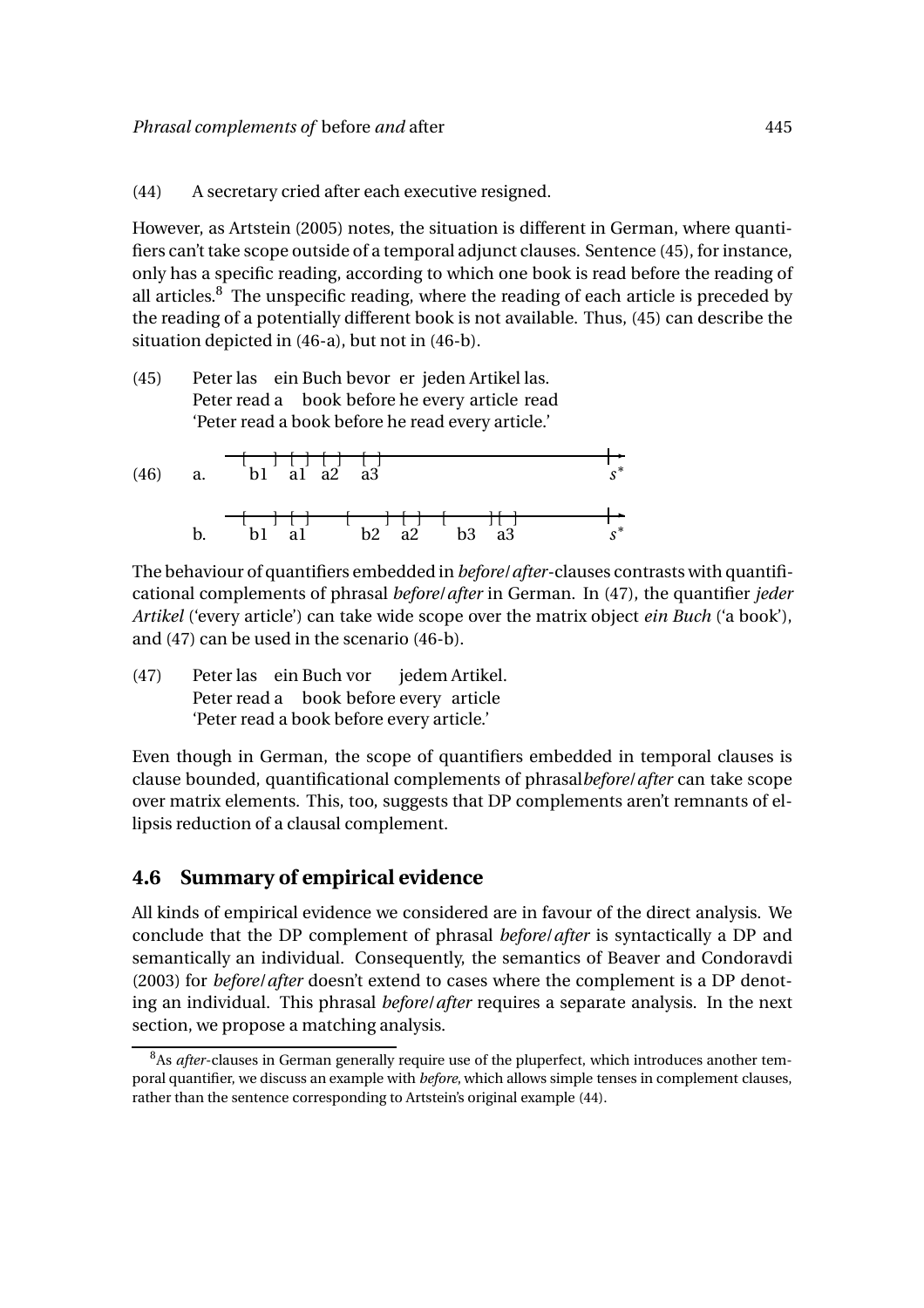(44) A secretary cried after each executive resigned.

However, as Artstein (2005) notes, the situation is different in German, where quantifiers can't take scope outside of a temporal adjunct clauses. Sentence (45), for instance, only has a specific reading, according to which one book is read before the reading of all articles.[8] The unspecific reading, where the reading of each article is preceded by the reading of a potentially different book is not available. Thus, (45) can describe the situation depicted in (46-a), but not in (46-b).

(45) Peter las ein Buch bevor er jeden Artikel las.
Peter read a book before he every article read
'Peter read a book before he read every article.'

(46) a. [b1] [a1] [a2] [a3] ——— $s^*$

b. [b1] [a1] [b2] [a2] [b3] [a3] ——— $s^*$

The behaviour of quantifiers embedded in *before*/*after*-clauses contrasts with quantificational complements of phrasal *before*/*after* in German. In (47), the quantifier *jeder Artikel* ('every article') can take wide scope over the matrix object *ein Buch* ('a book'), and (47) can be used in the scenario (46-b).

(47) Peter las ein Buch vor jedem Artikel.
Peter read a book before every article
'Peter read a book before every article.'

Even though in German, the scope of quantifiers embedded in temporal clauses is clause bounded, quantificational complements of phrasal*before*/*after* can take scope over matrix elements. This, too, suggests that DP complements aren't remnants of ellipsis reduction of a clausal complement.

## 4.6 Summary of empirical evidence

All kinds of empirical evidence we considered are in favour of the direct analysis. We conclude that the DP complement of phrasal *before*/*after* is syntactically a DP and semantically an individual. Consequently, the semantics of Beaver and Condoravdi (2003) for *before*/*after* doesn't extend to cases where the complement is a DP denoting an individual. This phrasal *before*/*after* requires a separate analysis. In the next section, we propose a matching analysis.

[8] As *after*-clauses in German generally require use of the pluperfect, which introduces another temporal quantifier, we discuss an example with *before*, which allows simple tenses in complement clauses, rather than the sentence corresponding to Artstein's original example (44).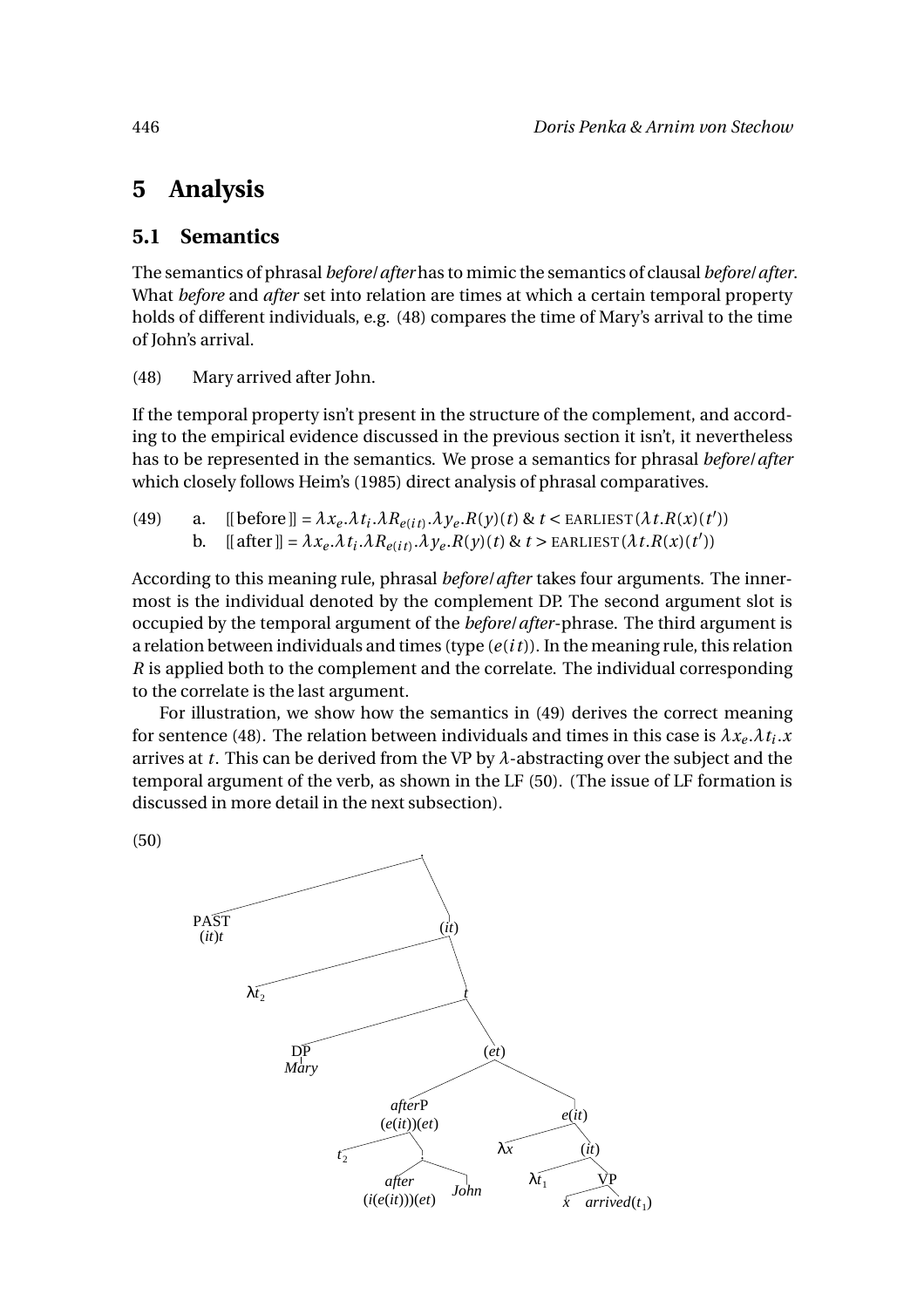# 5 Analysis

## 5.1 Semantics

The semantics of phrasal *before*/*after* has to mimic the semantics of clausal *before*/*after*. What *before* and *after* set into relation are times at which a certain temporal property holds of different individuals, e.g. (48) compares the time of Mary's arrival to the time of John's arrival.

(48) Mary arrived after John.

If the temporal property isn't present in the structure of the complement, and according to the empirical evidence discussed in the previous section it isn't, it nevertheless has to be represented in the semantics. We prose a semantics for phrasal *before*/*after* which closely follows Heim's (1985) direct analysis of phrasal comparatives.

(49) a. $[\![\text{before}]\!] = \lambda x_e.\lambda t_i.\lambda R_{e(it)}.\lambda y_e.R(y)(t)\ \&\ t < \text{EARLIEST}(\lambda t.R(x)(t'))$

b. $[\![\text{after}]\!] = \lambda x_e.\lambda t_i.\lambda R_{e(it)}.\lambda y_e.R(y)(t)\ \&\ t > \text{EARLIEST}(\lambda t.R(x)(t'))$

According to this meaning rule, phrasal *before*/*after* takes four arguments. The innermost is the individual denoted by the complement DP. The second argument slot is occupied by the temporal argument of the *before*/*after*-phrase. The third argument is a relation between individuals and times (type $(e(it))$). In the meaning rule, this relation $R$ is applied both to the complement and the correlate. The individual corresponding to the correlate is the last argument.

For illustration, we show how the semantics in (49) derives the correct meaning for sentence (48). The relation between individuals and times in this case is $\lambda x_e.\lambda t_i.x$ arrives at $t$. This can be derived from the VP by $\lambda$-abstracting over the subject and the temporal argument of the verb, as shown in the LF (50). (The issue of LF formation is discussed in more detail in the next subsection).

(50)

```
[ PAST (it)t
  [(it) λt2
    [t DP Mary
      [(et) [afterP (e(it))(et) t2 [ after (i(e(it)))(et)  John ] ]
            [e(it) λx [(it) λt1 [VP x arrived(t1) ] ] ] ] ] ] ]
```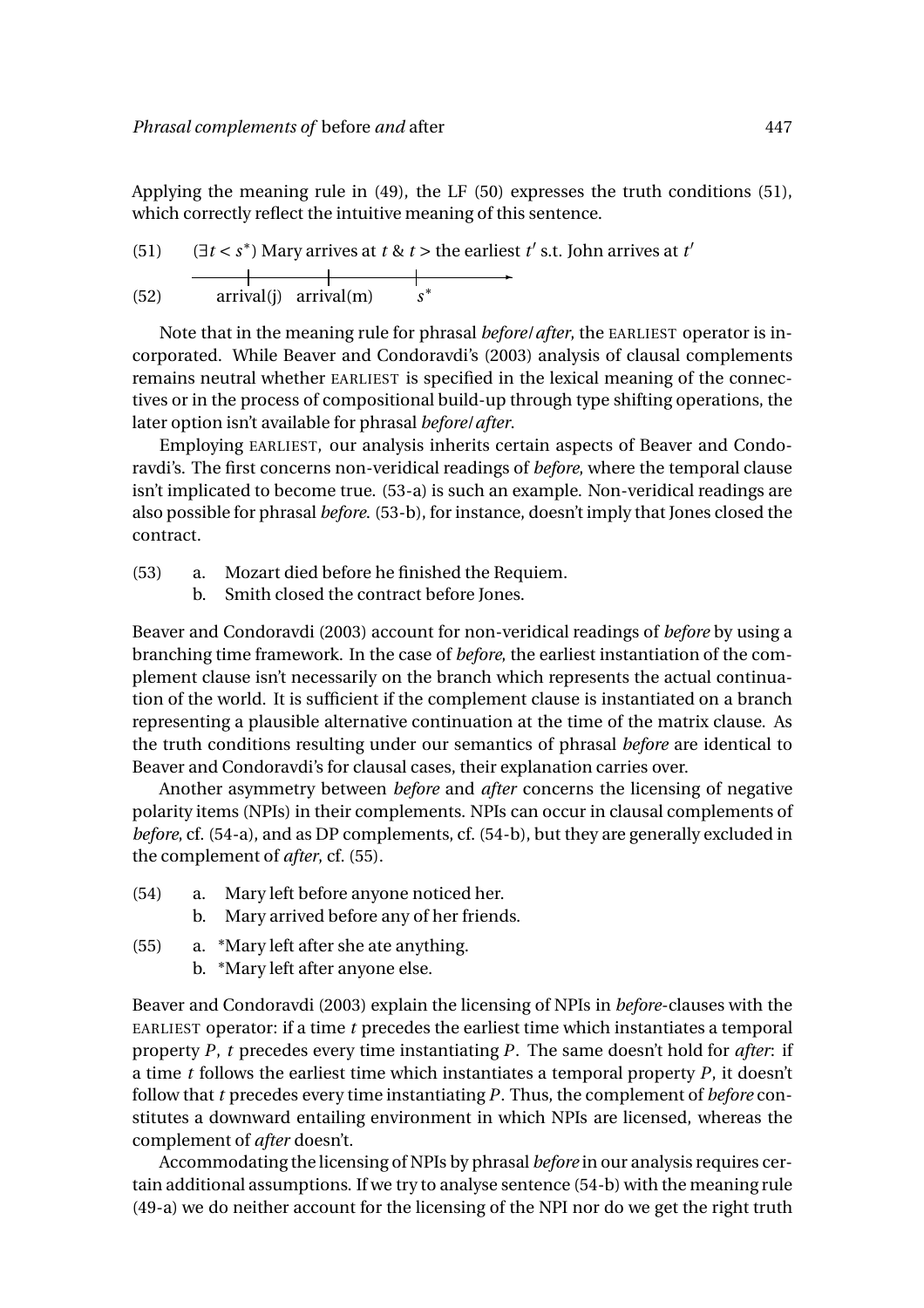Applying the meaning rule in (49), the LF (50) expresses the truth conditions (51), which correctly reflect the intuitive meaning of this sentence.

(51) $(\exists t < s^*)$ Mary arrives at $t$ & $t >$ the earliest $t'$ s.t. John arrives at $t'$

(52) arrival(j) arrival(m) $s^*$

Note that in the meaning rule for phrasal *before*/*after*, the EARLIEST operator is incorporated. While Beaver and Condoravdi's (2003) analysis of clausal complements remains neutral whether EARLIEST is specified in the lexical meaning of the connectives or in the process of compositional build-up through type shifting operations, the later option isn't available for phrasal *before*/*after*.

Employing EARLIEST, our analysis inherits certain aspects of Beaver and Condoravdi's. The first concerns non-veridical readings of *before*, where the temporal clause isn't implicated to become true. (53-a) is such an example. Non-veridical readings are also possible for phrasal *before*. (53-b), for instance, doesn't imply that Jones closed the contract.

(53) a. Mozart died before he finished the Requiem.
b. Smith closed the contract before Jones.

Beaver and Condoravdi (2003) account for non-veridical readings of *before* by using a branching time framework. In the case of *before*, the earliest instantiation of the complement clause isn't necessarily on the branch which represents the actual continuation of the world. It is sufficient if the complement clause is instantiated on a branch representing a plausible alternative continuation at the time of the matrix clause. As the truth conditions resulting under our semantics of phrasal *before* are identical to Beaver and Condoravdi's for clausal cases, their explanation carries over.

Another asymmetry between *before* and *after* concerns the licensing of negative polarity items (NPIs) in their complements. NPIs can occur in clausal complements of *before*, cf. (54-a), and as DP complements, cf. (54-b), but they are generally excluded in the complement of *after*, cf. (55).

(54) a. Mary left before anyone noticed her.
b. Mary arrived before any of her friends.

(55) a. *Mary left after she ate anything.
b. *Mary left after anyone else.

Beaver and Condoravdi (2003) explain the licensing of NPIs in *before*-clauses with the EARLIEST operator: if a time $t$ precedes the earliest time which instantiates a temporal property $P$, $t$ precedes every time instantiating $P$. The same doesn't hold for *after*: if a time $t$ follows the earliest time which instantiates a temporal property $P$, it doesn't follow that $t$ precedes every time instantiating $P$. Thus, the complement of *before* constitutes a downward entailing environment in which NPIs are licensed, whereas the complement of *after* doesn't.

Accommodating the licensing of NPIs by phrasal *before* in our analysis requires certain additional assumptions. If we try to analyse sentence (54-b) with the meaning rule (49-a) we do neither account for the licensing of the NPI nor do we get the right truth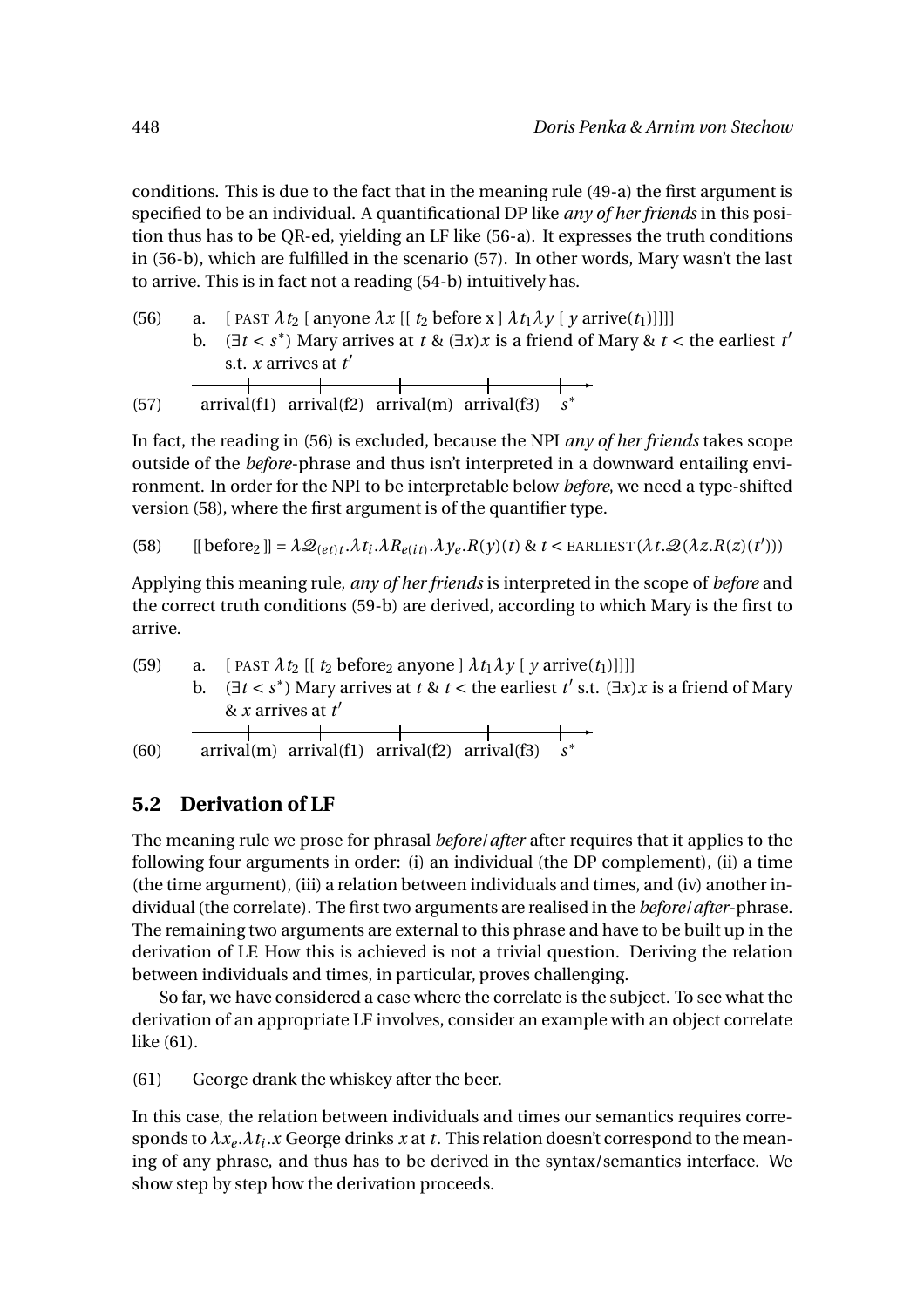conditions. This is due to the fact that in the meaning rule (49-a) the first argument is specified to be an individual. A quantificational DP like *any of her friends* in this position thus has to be QR-ed, yielding an LF like (56-a). It expresses the truth conditions in (56-b), which are fulfilled in the scenario (57). In other words, Mary wasn't the last to arrive. This is in fact not a reading (54-b) intuitively has.

(56) a. [ PAST $\lambda t_2$ [ anyone $\lambda x$ [[ $t_2$ before x ] $\lambda t_1 \lambda y$ [ $y$ arrive($t_1$)]]]]

b. $(\exists t < s^*)$ Mary arrives at $t$ & $(\exists x)x$ is a friend of Mary & $t <$ the earliest $t'$ s.t. $x$ arrives at $t'$

(57) arrival(f1) arrival(f2) arrival(m) arrival(f3) $s^*$

In fact, the reading in (56) is excluded, because the NPI *any of her friends* takes scope outside of the *before*-phrase and thus isn't interpreted in a downward entailing environment. In order for the NPI to be interpretable below *before*, we need a type-shifted version (58), where the first argument is of the quantifier type.

(58) $[\![\text{before}_2]\!] = \lambda \mathcal{Q}_{(et)t}.\lambda t_i.\lambda R_{e(it)}.\lambda y_e.R(y)(t)\ \&\ t < \text{EARLIEST}(\lambda t.\mathcal{Q}(\lambda z.R(z)(t')))$

Applying this meaning rule, *any of her friends* is interpreted in the scope of *before* and the correct truth conditions (59-b) are derived, according to which Mary is the first to arrive.

(59) a. [ PAST $\lambda t_2$ [[ $t_2$ before$_2$ anyone ] $\lambda t_1 \lambda y$ [ $y$ arrive($t_1$)]]]]

b. $(\exists t < s^*)$ Mary arrives at $t$ & $t <$ the earliest $t'$ s.t. $(\exists x)x$ is a friend of Mary & $x$ arrives at $t'$

(60) arrival(m) arrival(f1) arrival(f2) arrival(f3) $s^*$

## 5.2 Derivation of LF

The meaning rule we prose for phrasal *before*/*after* after requires that it applies to the following four arguments in order: (i) an individual (the DP complement), (ii) a time (the time argument), (iii) a relation between individuals and times, and (iv) another individual (the correlate). The first two arguments are realised in the *before*/*after*-phrase. The remaining two arguments are external to this phrase and have to be built up in the derivation of LF. How this is achieved is not a trivial question. Deriving the relation between individuals and times, in particular, proves challenging.

So far, we have considered a case where the correlate is the subject. To see what the derivation of an appropriate LF involves, consider an example with an object correlate like (61).

(61) George drank the whiskey after the beer.

In this case, the relation between individuals and times our semantics requires corresponds to $\lambda x_e.\lambda t_i.x$ George drinks $x$ at $t$. This relation doesn't correspond to the meaning of any phrase, and thus has to be derived in the syntax/semantics interface. We show step by step how the derivation proceeds.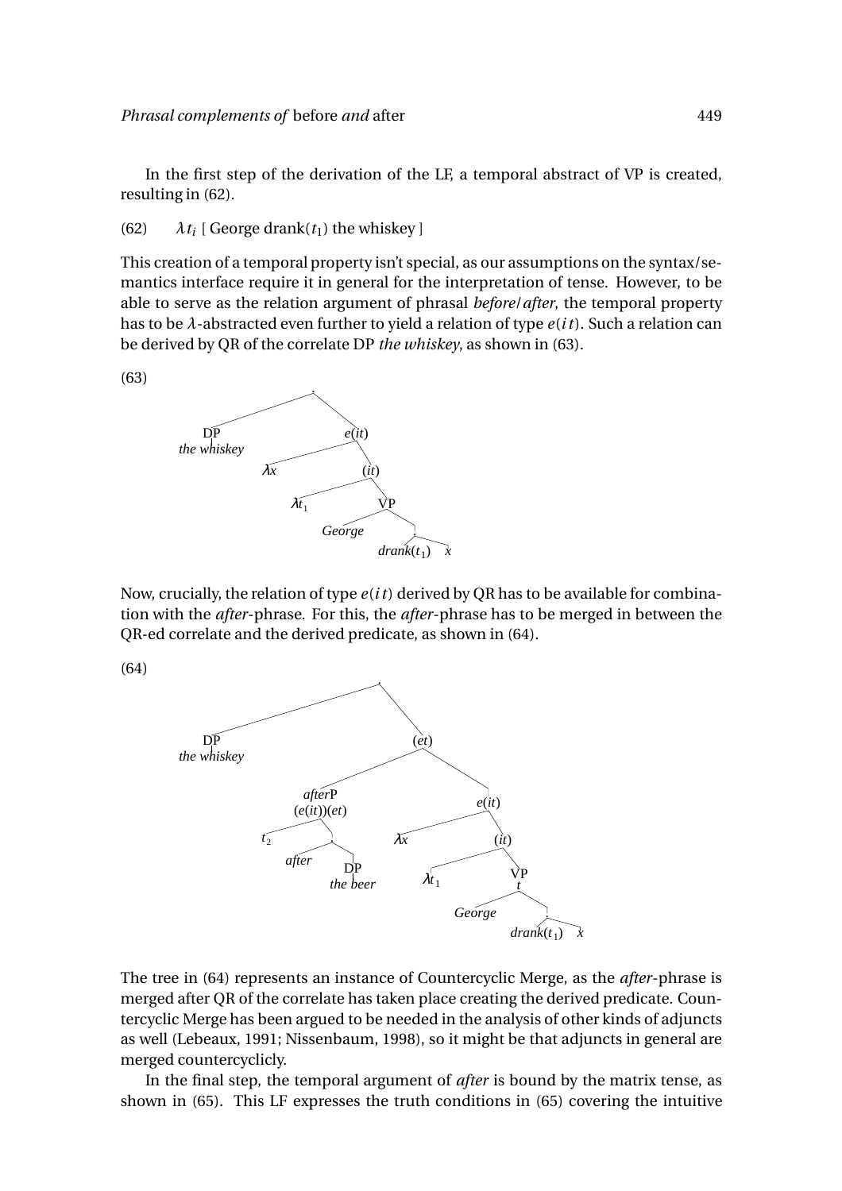In the first step of the derivation of the LF, a temporal abstract of VP is created, resulting in (62).

(62) $\lambda t_i$ [ George drank($t_1$) the whiskey ]

This creation of a temporal property isn't special, as our assumptions on the syntax/semantics interface require it in general for the interpretation of tense. However, to be able to serve as the relation argument of phrasal *before*/*after*, the temporal property has to be $\lambda$-abstracted even further to yield a relation of type $e(it)$. Such a relation can be derived by QR of the correlate DP *the whiskey*, as shown in (63).

(63)

```
[ [DP the whiskey] [e(it) λx [(it) λt1 [VP George [drank(t1) x]]]] ]
```

Now, crucially, the relation of type $e(it)$ derived by QR has to be available for combination with the *after*-phrase. For this, the *after*-phrase has to be merged in between the QR-ed correlate and the derived predicate, as shown in (64).

(64)

```
[ [DP the whiskey] [(et) [afterP (e(it))(et) t2 [after [DP the beer]]] [e(it) λx [(it) λt1 [VP/t George [drank(t1) x]]]]] ]
```

The tree in (64) represents an instance of Countercyclic Merge, as the *after*-phrase is merged after QR of the correlate has taken place creating the derived predicate. Countercyclic Merge has been argued to be needed in the analysis of other kinds of adjuncts as well (Lebeaux, 1991; Nissenbaum, 1998), so it might be that adjuncts in general are merged countercyclicly.

In the final step, the temporal argument of *after* is bound by the matrix tense, as shown in (65). This LF expresses the truth conditions in (65) covering the intuitive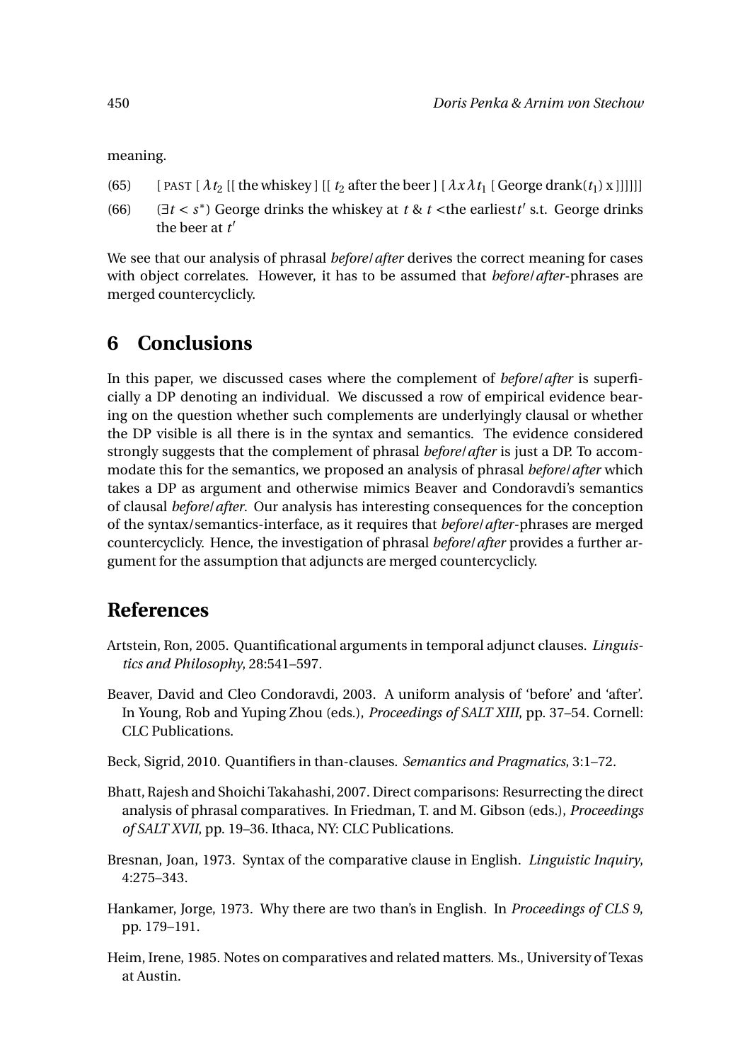meaning.

(65) [ PAST [ $\lambda t_2$ [[ the whiskey ] [[ $t_2$ after the beer ] [ $\lambda x \lambda t_1$ [ George drank($t_1$) x ]]]]]]

(66) ($\exists t < s^*$) George drinks the whiskey at $t$ & $t$ <the earliest$t'$ s.t. George drinks the beer at $t'$

We see that our analysis of phrasal *before*/*after* derives the correct meaning for cases with object correlates. However, it has to be assumed that *before*/*after*-phrases are merged countercyclicly.

## 6 Conclusions

In this paper, we discussed cases where the complement of *before*/*after* is superficially a DP denoting an individual. We discussed a row of empirical evidence bearing on the question whether such complements are underlyingly clausal or whether the DP visible is all there is in the syntax and semantics. The evidence considered strongly suggests that the complement of phrasal *before*/*after* is just a DP. To accommodate this for the semantics, we proposed an analysis of phrasal *before*/*after* which takes a DP as argument and otherwise mimics Beaver and Condoravdi's semantics of clausal *before*/*after*. Our analysis has interesting consequences for the conception of the syntax/semantics-interface, as it requires that *before*/*after*-phrases are merged countercyclicly. Hence, the investigation of phrasal *before*/*after* provides a further argument for the assumption that adjuncts are merged countercyclicly.

## References

Artstein, Ron, 2005. Quantificational arguments in temporal adjunct clauses. *Linguistics and Philosophy*, 28:541–597.

Beaver, David and Cleo Condoravdi, 2003. A uniform analysis of 'before' and 'after'. In Young, Rob and Yuping Zhou (eds.), *Proceedings of SALT XIII*, pp. 37–54. Cornell: CLC Publications.

Beck, Sigrid, 2010. Quantifiers in than-clauses. *Semantics and Pragmatics*, 3:1–72.

Bhatt, Rajesh and Shoichi Takahashi, 2007. Direct comparisons: Resurrecting the direct analysis of phrasal comparatives. In Friedman, T. and M. Gibson (eds.), *Proceedings of SALT XVII*, pp. 19–36. Ithaca, NY: CLC Publications.

Bresnan, Joan, 1973. Syntax of the comparative clause in English. *Linguistic Inquiry*, 4:275–343.

Hankamer, Jorge, 1973. Why there are two than's in English. In *Proceedings of CLS 9*, pp. 179–191.

Heim, Irene, 1985. Notes on comparatives and related matters. Ms., University of Texas at Austin.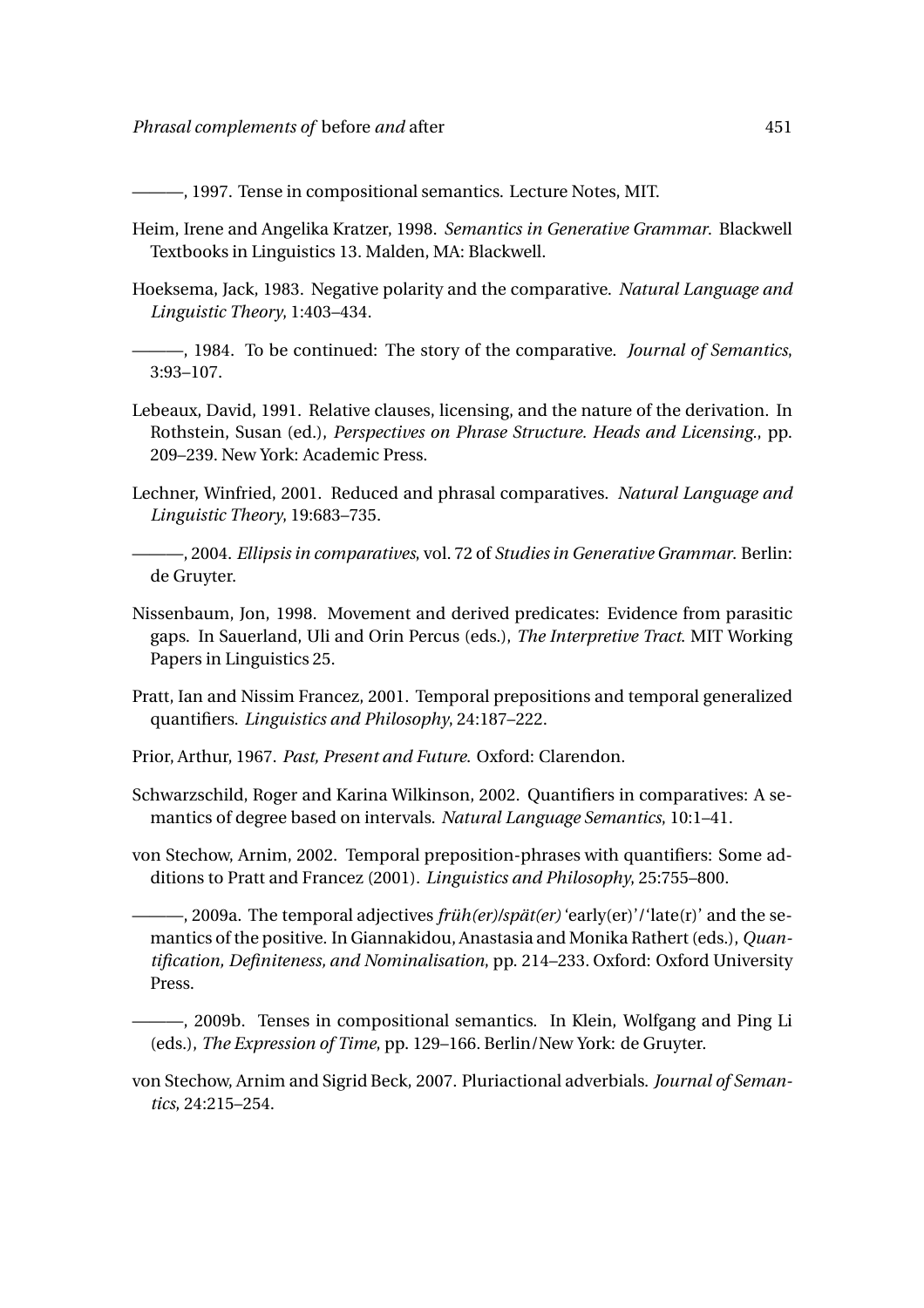———, 1997. Tense in compositional semantics. Lecture Notes, MIT.

Heim, Irene and Angelika Kratzer, 1998. *Semantics in Generative Grammar*. Blackwell Textbooks in Linguistics 13. Malden, MA: Blackwell.

Hoeksema, Jack, 1983. Negative polarity and the comparative. *Natural Language and Linguistic Theory*, 1:403–434.

———, 1984. To be continued: The story of the comparative. *Journal of Semantics*, 3:93–107.

Lebeaux, David, 1991. Relative clauses, licensing, and the nature of the derivation. In Rothstein, Susan (ed.), *Perspectives on Phrase Structure. Heads and Licensing.*, pp. 209–239. New York: Academic Press.

Lechner, Winfried, 2001. Reduced and phrasal comparatives. *Natural Language and Linguistic Theory*, 19:683–735.

———, 2004. *Ellipsis in comparatives*, vol. 72 of *Studies in Generative Grammar*. Berlin: de Gruyter.

Nissenbaum, Jon, 1998. Movement and derived predicates: Evidence from parasitic gaps. In Sauerland, Uli and Orin Percus (eds.), *The Interpretive Tract*. MIT Working Papers in Linguistics 25.

Pratt, Ian and Nissim Francez, 2001. Temporal prepositions and temporal generalized quantifiers. *Linguistics and Philosophy*, 24:187–222.

Prior, Arthur, 1967. *Past, Present and Future*. Oxford: Clarendon.

Schwarzschild, Roger and Karina Wilkinson, 2002. Quantifiers in comparatives: A semantics of degree based on intervals. *Natural Language Semantics*, 10:1–41.

von Stechow, Arnim, 2002. Temporal preposition-phrases with quantifiers: Some additions to Pratt and Francez (2001). *Linguistics and Philosophy*, 25:755–800.

———, 2009a. The temporal adjectives *früh(er)/spät(er)* 'early(er)'/'late(r)' and the semantics of the positive. In Giannakidou, Anastasia and Monika Rathert (eds.), *Quantification, Definiteness, and Nominalisation*, pp. 214–233. Oxford: Oxford University Press.

———, 2009b. Tenses in compositional semantics. In Klein, Wolfgang and Ping Li (eds.), *The Expression of Time*, pp. 129–166. Berlin/New York: de Gruyter.

von Stechow, Arnim and Sigrid Beck, 2007. Pluriactional adverbials. *Journal of Semantics*, 24:215–254.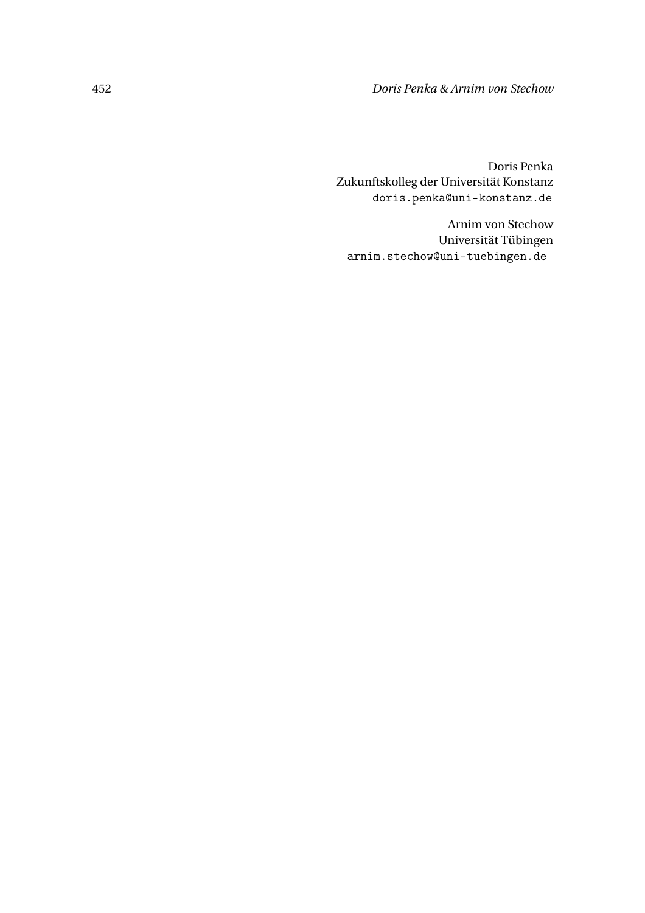Doris Penka
Zukunftskolleg der Universität Konstanz
doris.penka@uni-konstanz.de

Arnim von Stechow
Universität Tübingen
arnim.stechow@uni-tuebingen.de